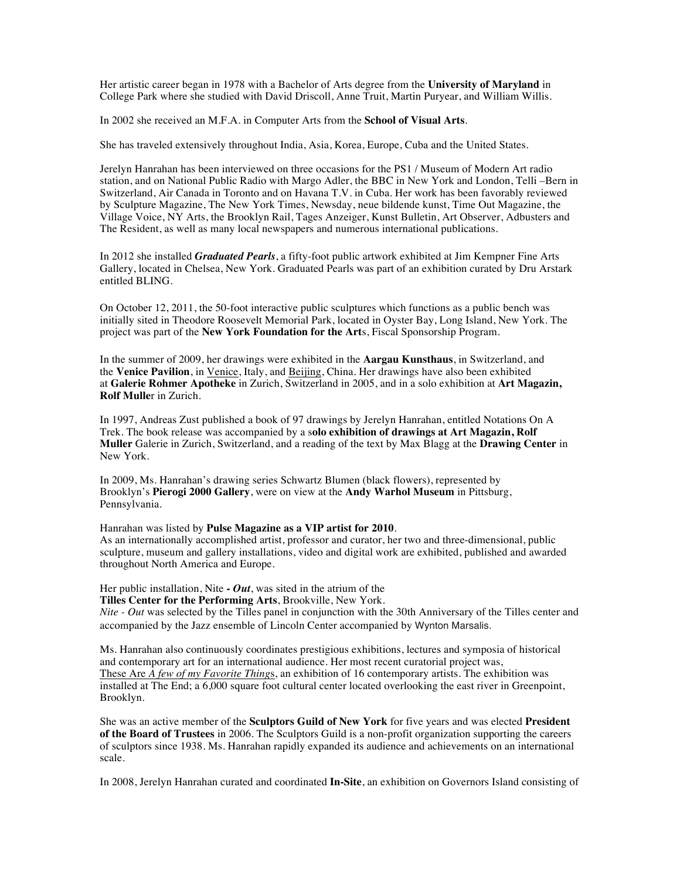Her artistic career began in 1978 with a Bachelor of Arts degree from the **University of Maryland** in College Park where she studied with David Driscoll, Anne Truit, Martin Puryear, and William Willis.

In 2002 she received an M.F.A. in Computer Arts from the **School of Visual Arts**.

She has traveled extensively throughout India, Asia, Korea, Europe, Cuba and the United States.

Jerelyn Hanrahan has been interviewed on three occasions for the PS1 / Museum of Modern Art radio station, and on National Public Radio with Margo Adler, the BBC in New York and London, Telli –Bern in Switzerland, Air Canada in Toronto and on Havana T.V. in Cuba. Her work has been favorably reviewed by Sculpture Magazine, The New York Times, Newsday, neue bildende kunst, Time Out Magazine, the Village Voice, NY Arts, the Brooklyn Rail, Tages Anzeiger, Kunst Bulletin, Art Observer, Adbusters and The Resident, as well as many local newspapers and numerous international publications.

In 2012 she installed ***Graduated Pearls***, a fifty-foot public artwork exhibited at Jim Kempner Fine Arts Gallery, located in Chelsea, New York. Graduated Pearls was part of an exhibition curated by Dru Arstark entitled BLING.

On October 12, 2011, the 50-foot interactive public sculptures which functions as a public bench was initially sited in Theodore Roosevelt Memorial Park, located in Oyster Bay, Long Island, New York. The project was part of the **New York Foundation for the Art**s, Fiscal Sponsorship Program.

In the summer of 2009, her drawings were exhibited in the **Aargau Kunsthaus**, in Switzerland, and the **Venice Pavilion**, in Venice, Italy, and Beijing, China. Her drawings have also been exhibited at **Galerie Rohmer Apotheke** in Zurich, Switzerland in 2005, and in a solo exhibition at **Art Magazin, Rolf Mulle**r in Zurich.

In 1997, Andreas Zust published a book of 97 drawings by Jerelyn Hanrahan, entitled Notations On A Trek. The book release was accompanied by a s**olo exhibition of drawings at Art Magazin, Rolf Muller** Galerie in Zurich, Switzerland, and a reading of the text by Max Blagg at the **Drawing Center** in New York.

In 2009, Ms. Hanrahan's drawing series Schwartz Blumen (black flowers), represented by Brooklyn's **Pierogi 2000 Gallery**, were on view at the **Andy Warhol Museum** in Pittsburg, Pennsylvania.

Hanrahan was listed by **Pulse Magazine as a VIP artist for 2010**.
As an internationally accomplished artist, professor and curator, her two and three-dimensional, public sculpture, museum and gallery installations, video and digital work are exhibited, published and awarded throughout North America and Europe.

Her public installation, Nite ***- Out***, was sited in the atrium of the
**Tilles Center for the Performing Arts**, Brookville, New York.
*Nite - Out* was selected by the Tilles panel in conjunction with the 30th Anniversary of the Tilles center and accompanied by the Jazz ensemble of Lincoln Center accompanied by Wynton Marsalis.

Ms. Hanrahan also continuously coordinates prestigious exhibitions, lectures and symposia of historical and contemporary art for an international audience. Her most recent curatorial project was, These Are *A few of my Favorite Thing*s, an exhibition of 16 contemporary artists. The exhibition was installed at The End; a 6,000 square foot cultural center located overlooking the east river in Greenpoint, Brooklyn.

She was an active member of the **Sculptors Guild of New York** for five years and was elected **President of the Board of Trustees** in 2006. The Sculptors Guild is a non-profit organization supporting the careers of sculptors since 1938. Ms. Hanrahan rapidly expanded its audience and achievements on an international scale.

In 2008, Jerelyn Hanrahan curated and coordinated **In-Site**, an exhibition on Governors Island consisting of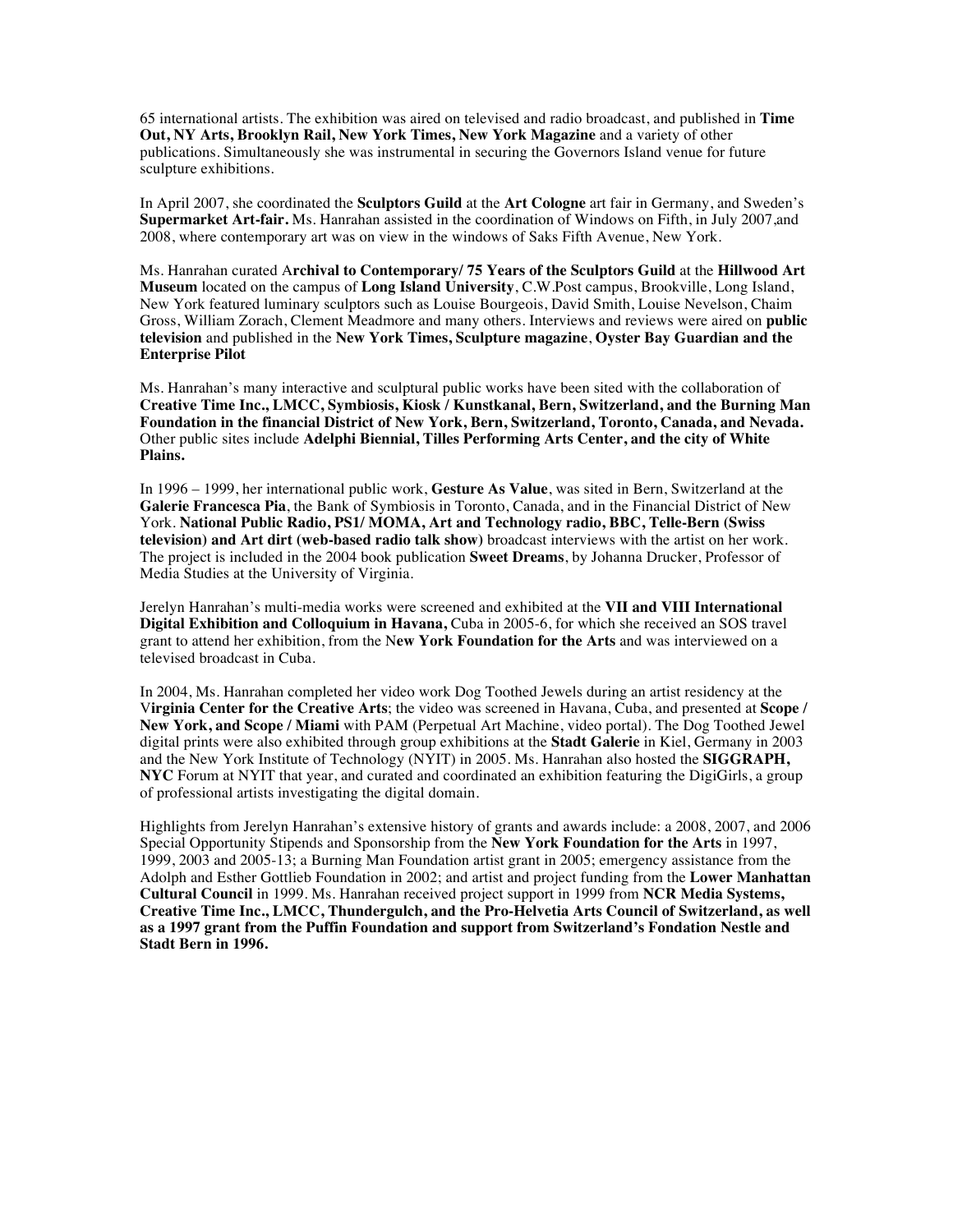65 international artists. The exhibition was aired on televised and radio broadcast, and published in **Time Out, NY Arts, Brooklyn Rail, New York Times, New York Magazine** and a variety of other publications. Simultaneously she was instrumental in securing the Governors Island venue for future sculpture exhibitions.

In April 2007, she coordinated the **Sculptors Guild** at the **Art Cologne** art fair in Germany, and Sweden's **Supermarket Art-fair.** Ms. Hanrahan assisted in the coordination of Windows on Fifth, in July 2007,and 2008, where contemporary art was on view in the windows of Saks Fifth Avenue, New York.

Ms. Hanrahan curated A**rchival to Contemporary/ 75 Years of the Sculptors Guild** at the **Hillwood Art Museum** located on the campus of **Long Island University**, C.W.Post campus, Brookville, Long Island, New York featured luminary sculptors such as Louise Bourgeois, David Smith, Louise Nevelson, Chaim Gross, William Zorach, Clement Meadmore and many others. Interviews and reviews were aired on **public television** and published in the **New York Times, Sculpture magazine**, **Oyster Bay Guardian and the Enterprise Pilot**

Ms. Hanrahan's many interactive and sculptural public works have been sited with the collaboration of **Creative Time Inc., LMCC, Symbiosis, Kiosk / Kunstkanal, Bern, Switzerland, and the Burning Man Foundation in the financial District of New York, Bern, Switzerland, Toronto, Canada, and Nevada.** Other public sites include **Adelphi Biennial, Tilles Performing Arts Center, and the city of White Plains.**

In 1996 – 1999, her international public work, **Gesture As Value**, was sited in Bern, Switzerland at the **Galerie Francesca Pia**, the Bank of Symbiosis in Toronto, Canada, and in the Financial District of New York. **National Public Radio, PS1/ MOMA, Art and Technology radio, BBC, Telle-Bern (Swiss television) and Art dirt (web-based radio talk show)** broadcast interviews with the artist on her work. The project is included in the 2004 book publication **Sweet Dreams**, by Johanna Drucker, Professor of Media Studies at the University of Virginia.

Jerelyn Hanrahan's multi-media works were screened and exhibited at the **VII and VIII International Digital Exhibition and Colloquium in Havana,** Cuba in 2005-6, for which she received an SOS travel grant to attend her exhibition, from the N**ew York Foundation for the Arts** and was interviewed on a televised broadcast in Cuba.

In 2004, Ms. Hanrahan completed her video work Dog Toothed Jewels during an artist residency at the V**irginia Center for the Creative Arts**; the video was screened in Havana, Cuba, and presented at **Scope / New York, and Scope / Miami** with PAM (Perpetual Art Machine, video portal). The Dog Toothed Jewel digital prints were also exhibited through group exhibitions at the **Stadt Galerie** in Kiel, Germany in 2003 and the New York Institute of Technology (NYIT) in 2005. Ms. Hanrahan also hosted the **SIGGRAPH, NYC** Forum at NYIT that year, and curated and coordinated an exhibition featuring the DigiGirls, a group of professional artists investigating the digital domain.

Highlights from Jerelyn Hanrahan's extensive history of grants and awards include: a 2008, 2007, and 2006 Special Opportunity Stipends and Sponsorship from the **New York Foundation for the Arts** in 1997, 1999, 2003 and 2005-13; a Burning Man Foundation artist grant in 2005; emergency assistance from the Adolph and Esther Gottlieb Foundation in 2002; and artist and project funding from the **Lower Manhattan Cultural Council** in 1999. Ms. Hanrahan received project support in 1999 from **NCR Media Systems, Creative Time Inc., LMCC, Thundergulch, and the Pro-Helvetia Arts Council of Switzerland, as well as a 1997 grant from the Puffin Foundation and support from Switzerland's Fondation Nestle and Stadt Bern in 1996.**